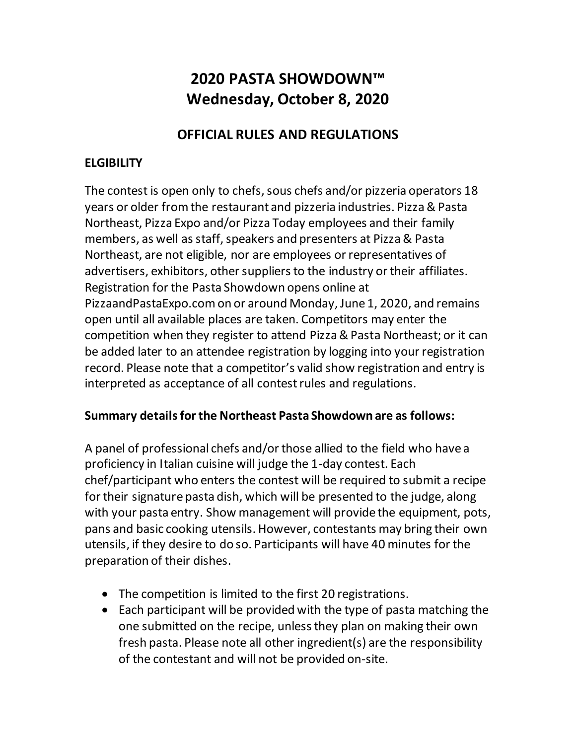# 2020 PASTA SHOWDOWN™
# Wednesday, October 8, 2020

## OFFICIAL RULES AND REGULATIONS

### ELGIBILITY

The contest is open only to chefs, sous chefs and/or pizzeria operators 18 years or older from the restaurant and pizzeria industries. Pizza & Pasta Northeast, Pizza Expo and/or Pizza Today employees and their family members, as well as staff, speakers and presenters at Pizza & Pasta Northeast, are not eligible, nor are employees or representatives of advertisers, exhibitors, other suppliers to the industry or their affiliates. Registration for the Pasta Showdown opens online at PizzaandPastaExpo.com on or around Monday, June 1, 2020, and remains open until all available places are taken. Competitors may enter the competition when they register to attend Pizza & Pasta Northeast; or it can be added later to an attendee registration by logging into your registration record. Please note that a competitor's valid show registration and entry is interpreted as acceptance of all contest rules and regulations.

### Summary details for the Northeast Pasta Showdown are as follows:

A panel of professional chefs and/or those allied to the field who have a proficiency in Italian cuisine will judge the 1-day contest. Each chef/participant who enters the contest will be required to submit a recipe for their signature pasta dish, which will be presented to the judge, along with your pasta entry. Show management will provide the equipment, pots, pans and basic cooking utensils. However, contestants may bring their own utensils, if they desire to do so. Participants will have 40 minutes for the preparation of their dishes.

- The competition is limited to the first 20 registrations.
- Each participant will be provided with the type of pasta matching the one submitted on the recipe, unless they plan on making their own fresh pasta. Please note all other ingredient(s) are the responsibility of the contestant and will not be provided on-site.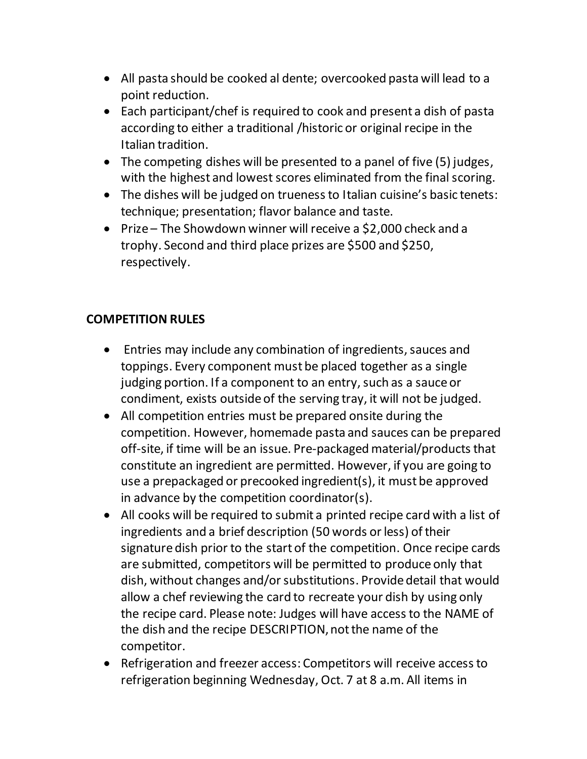- All pasta should be cooked al dente; overcooked pasta will lead to a point reduction.
- Each participant/chef is required to cook and present a dish of pasta according to either a traditional /historic or original recipe in the Italian tradition.
- The competing dishes will be presented to a panel of five (5) judges, with the highest and lowest scores eliminated from the final scoring.
- The dishes will be judged on trueness to Italian cuisine's basic tenets: technique; presentation; flavor balance and taste.
- Prize – The Showdown winner will receive a $2,000 check and a trophy. Second and third place prizes are $500 and $250, respectively.

**COMPETITION RULES**

- Entries may include any combination of ingredients, sauces and toppings. Every component must be placed together as a single judging portion. If a component to an entry, such as a sauce or condiment, exists outside of the serving tray, it will not be judged.
- All competition entries must be prepared onsite during the competition. However, homemade pasta and sauces can be prepared off-site, if time will be an issue. Pre-packaged material/products that constitute an ingredient are permitted. However, if you are going to use a prepackaged or precooked ingredient(s), it must be approved in advance by the competition coordinator(s).
- All cooks will be required to submit a printed recipe card with a list of ingredients and a brief description (50 words or less) of their signature dish prior to the start of the competition. Once recipe cards are submitted, competitors will be permitted to produce only that dish, without changes and/or substitutions. Provide detail that would allow a chef reviewing the card to recreate your dish by using only the recipe card. Please note: Judges will have access to the NAME of the dish and the recipe DESCRIPTION, not the name of the competitor.
- Refrigeration and freezer access: Competitors will receive access to refrigeration beginning Wednesday, Oct. 7 at 8 a.m. All items in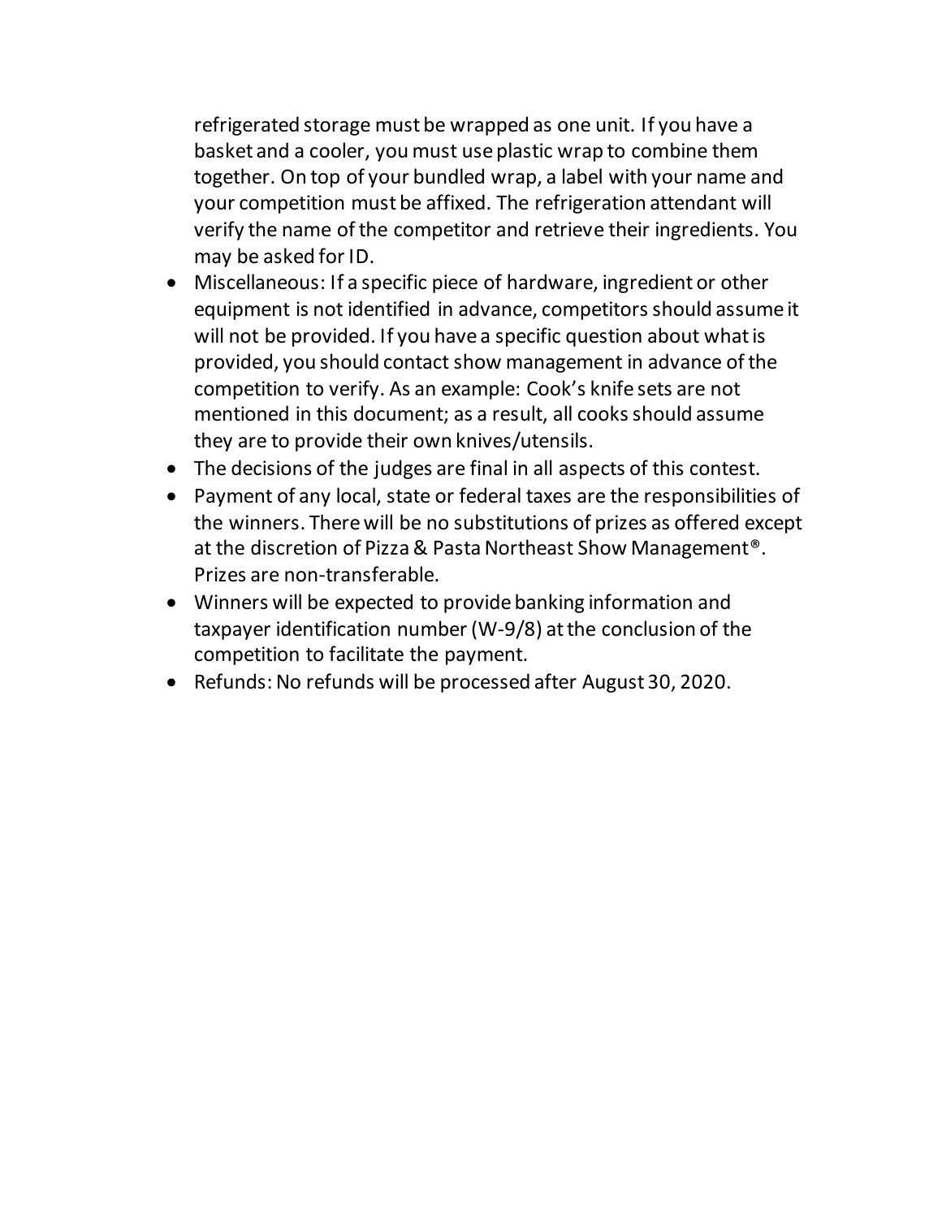refrigerated storage must be wrapped as one unit. If you have a basket and a cooler, you must use plastic wrap to combine them together. On top of your bundled wrap, a label with your name and your competition must be affixed. The refrigeration attendant will verify the name of the competitor and retrieve their ingredients. You may be asked for ID.

- Miscellaneous: If a specific piece of hardware, ingredient or other equipment is not identified in advance, competitors should assume it will not be provided. If you have a specific question about what is provided, you should contact show management in advance of the competition to verify. As an example: Cook's knife sets are not mentioned in this document; as a result, all cooks should assume they are to provide their own knives/utensils.
- The decisions of the judges are final in all aspects of this contest.
- Payment of any local, state or federal taxes are the responsibilities of the winners. There will be no substitutions of prizes as offered except at the discretion of Pizza & Pasta Northeast Show Management®. Prizes are non-transferable.
- Winners will be expected to provide banking information and taxpayer identification number (W-9/8) at the conclusion of the competition to facilitate the payment.
- Refunds: No refunds will be processed after August 30, 2020.